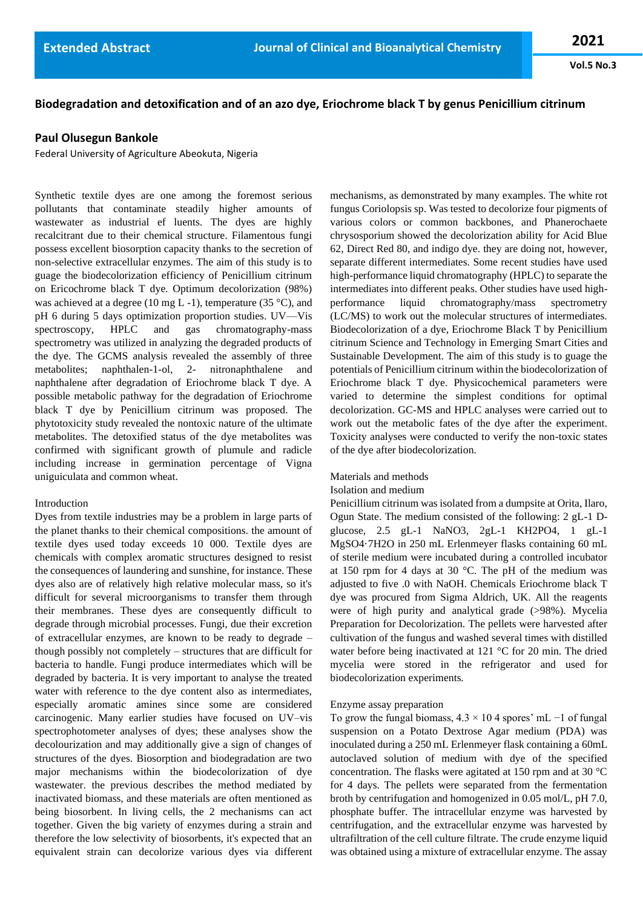# Biodegradation and detoxification and of an azo dye, Eriochrome black T by genus Penicillium citrinum

**Paul Olusegun Bankole**

Federal University of Agriculture Abeokuta, Nigeria

Synthetic textile dyes are one among the foremost serious pollutants that contaminate steadily higher amounts of wastewater as industrial ef luents. The dyes are highly recalcitrant due to their chemical structure. Filamentous fungi possess excellent biosorption capacity thanks to the secretion of non-selective extracellular enzymes. The aim of this study is to guage the biodecolorization efficiency of Penicillium citrinum on Ericochrome black T dye. Optimum decolorization (98%) was achieved at a degree (10 mg L -1), temperature (35 °C), and pH 6 during 5 days optimization proportion studies. UV—Vis spectroscopy, HPLC and gas chromatography-mass spectrometry was utilized in analyzing the degraded products of the dye. The GCMS analysis revealed the assembly of three metabolites; naphthalen-1-ol, 2- nitronaphthalene and naphthalene after degradation of Eriochrome black T dye. A possible metabolic pathway for the degradation of Eriochrome black T dye by Penicillium citrinum was proposed. The phytotoxicity study revealed the nontoxic nature of the ultimate metabolites. The detoxified status of the dye metabolites was confirmed with significant growth of plumule and radicle including increase in germination percentage of Vigna uniguiculata and common wheat.

## Introduction

Dyes from textile industries may be a problem in large parts of the planet thanks to their chemical compositions. the amount of textile dyes used today exceeds 10 000. Textile dyes are chemicals with complex aromatic structures designed to resist the consequences of laundering and sunshine, for instance. These dyes also are of relatively high relative molecular mass, so it's difficult for several microorganisms to transfer them through their membranes. These dyes are consequently difficult to degrade through microbial processes. Fungi, due their excretion of extracellular enzymes, are known to be ready to degrade – though possibly not completely – structures that are difficult for bacteria to handle. Fungi produce intermediates which will be degraded by bacteria. It is very important to analyse the treated water with reference to the dye content also as intermediates, especially aromatic amines since some are considered carcinogenic. Many earlier studies have focused on UV–vis spectrophotometer analyses of dyes; these analyses show the decolourization and may additionally give a sign of changes of structures of the dyes. Biosorption and biodegradation are two major mechanisms within the biodecolorization of dye wastewater. the previous describes the method mediated by inactivated biomass, and these materials are often mentioned as being biosorbent. In living cells, the 2 mechanisms can act together. Given the big variety of enzymes during a strain and therefore the low selectivity of biosorbents, it's expected that an equivalent strain can decolorize various dyes via different mechanisms, as demonstrated by many examples. The white rot fungus Coriolopsis sp. Was tested to decolorize four pigments of various colors or common backbones, and Phanerochaete chrysosporium showed the decolorization ability for Acid Blue 62, Direct Red 80, and indigo dye. they are doing not, however, separate different intermediates. Some recent studies have used high-performance liquid chromatography (HPLC) to separate the intermediates into different peaks. Other studies have used high-performance liquid chromatography/mass spectrometry (LC/MS) to work out the molecular structures of intermediates. Biodecolorization of a dye, Eriochrome Black T by Penicillium citrinum Science and Technology in Emerging Smart Cities and Sustainable Development. The aim of this study is to guage the potentials of Penicillium citrinum within the biodecolorization of Eriochrome black T dye. Physicochemical parameters were varied to determine the simplest conditions for optimal decolorization. GC-MS and HPLC analyses were carried out to work out the metabolic fates of the dye after the experiment. Toxicity analyses were conducted to verify the non-toxic states of the dye after biodecolorization.

## Materials and methods

### Isolation and medium

Penicillium citrinum was isolated from a dumpsite at Orita, Ilaro, Ogun State. The medium consisted of the following: 2 gL-1 D-glucose, 2.5 gL-1 $NaNO_3$, 2gL-1 $KH_2PO_4$, 1 gL-1 $MgSO_4 \cdot 7H_2O$ in 250 mL Erlenmeyer flasks containing 60 mL of sterile medium were incubated during a controlled incubator at 150 rpm for 4 days at 30 °C. The pH of the medium was adjusted to five .0 with NaOH. Chemicals Eriochrome black T dye was procured from Sigma Aldrich, UK. All the reagents were of high purity and analytical grade (>98%). Mycelia Preparation for Decolorization. The pellets were harvested after cultivation of the fungus and washed several times with distilled water before being inactivated at 121 °C for 20 min. The dried mycelia were stored in the refrigerator and used for biodecolorization experiments.

### Enzyme assay preparation

To grow the fungal biomass, $4.3 \times 10^4$ spores' $mL^{-1}$ of fungal suspension on a Potato Dextrose Agar medium (PDA) was inoculated during a 250 mL Erlenmeyer flask containing a 60mL autoclaved solution of medium with dye of the specified concentration. The flasks were agitated at 150 rpm and at 30 °C for 4 days. The pellets were separated from the fermentation broth by centrifugation and homogenized in 0.05 mol/L, pH 7.0, phosphate buffer. The intracellular enzyme was harvested by centrifugation, and the extracellular enzyme was harvested by ultrafiltration of the cell culture filtrate. The crude enzyme liquid was obtained using a mixture of extracellular enzyme. The assay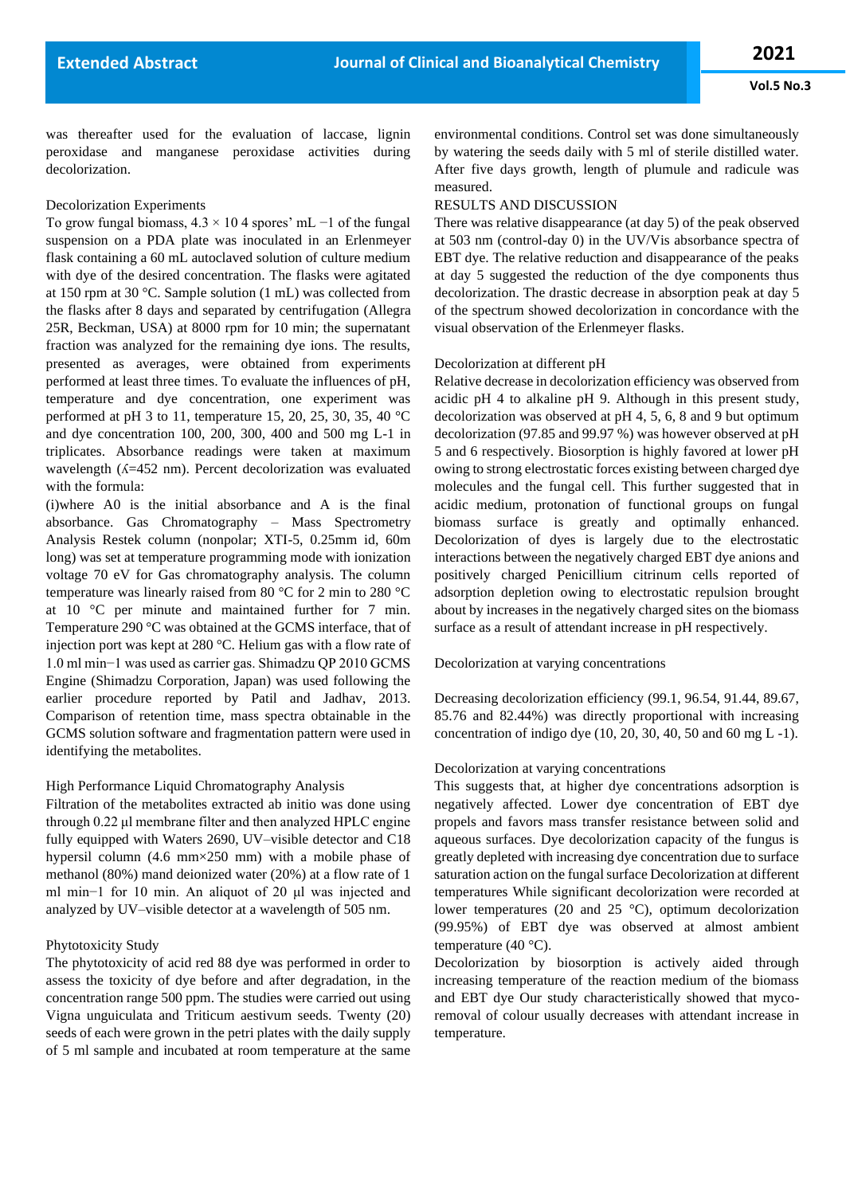was thereafter used for the evaluation of laccase, lignin peroxidase and manganese peroxidase activities during decolorization.

## Decolorization Experiments

To grow fungal biomass, $4.3 \times 10^4$ spores' mL $^{-1}$ of the fungal suspension on a PDA plate was inoculated in an Erlenmeyer flask containing a 60 mL autoclaved solution of culture medium with dye of the desired concentration. The flasks were agitated at 150 rpm at 30 °C. Sample solution (1 mL) was collected from the flasks after 8 days and separated by centrifugation (Allegra 25R, Beckman, USA) at 8000 rpm for 10 min; the supernatant fraction was analyzed for the remaining dye ions. The results, presented as averages, were obtained from experiments performed at least three times. To evaluate the influences of pH, temperature and dye concentration, one experiment was performed at pH 3 to 11, temperature 15, 20, 25, 30, 35, 40 °C and dye concentration 100, 200, 300, 400 and 500 mg L-1 in triplicates. Absorbance readings were taken at maximum wavelength ($\lambda$=452 nm). Percent decolorization was evaluated with the formula:

(i)where A0 is the initial absorbance and A is the final absorbance. Gas Chromatography – Mass Spectrometry Analysis Restek column (nonpolar; XTI-5, 0.25mm id, 60m long) was set at temperature programming mode with ionization voltage 70 eV for Gas chromatography analysis. The column temperature was linearly raised from 80 °C for 2 min to 280 °C at 10 °C per minute and maintained further for 7 min. Temperature 290 °C was obtained at the GCMS interface, that of injection port was kept at 280 °C. Helium gas with a flow rate of 1.0 ml min−1 was used as carrier gas. Shimadzu QP 2010 GCMS Engine (Shimadzu Corporation, Japan) was used following the earlier procedure reported by Patil and Jadhav, 2013. Comparison of retention time, mass spectra obtainable in the GCMS solution software and fragmentation pattern were used in identifying the metabolites.

## High Performance Liquid Chromatography Analysis

Filtration of the metabolites extracted ab initio was done using through 0.22 µl membrane filter and then analyzed HPLC engine fully equipped with Waters 2690, UV–visible detector and C18 hypersil column (4.6 mm×250 mm) with a mobile phase of methanol (80%) mand deionized water (20%) at a flow rate of 1 ml min−1 for 10 min. An aliquot of 20 µl was injected and analyzed by UV–visible detector at a wavelength of 505 nm.

## Phytotoxicity Study

The phytotoxicity of acid red 88 dye was performed in order to assess the toxicity of dye before and after degradation, in the concentration range 500 ppm. The studies were carried out using Vigna unguiculata and Triticum aestivum seeds. Twenty (20) seeds of each were grown in the petri plates with the daily supply of 5 ml sample and incubated at room temperature at the same environmental conditions. Control set was done simultaneously by watering the seeds daily with 5 ml of sterile distilled water. After five days growth, length of plumule and radicule was measured.

## RESULTS AND DISCUSSION

There was relative disappearance (at day 5) of the peak observed at 503 nm (control-day 0) in the UV/Vis absorbance spectra of EBT dye. The relative reduction and disappearance of the peaks at day 5 suggested the reduction of the dye components thus decolorization. The drastic decrease in absorption peak at day 5 of the spectrum showed decolorization in concordance with the visual observation of the Erlenmeyer flasks.

## Decolorization at different pH

Relative decrease in decolorization efficiency was observed from acidic pH 4 to alkaline pH 9. Although in this present study, decolorization was observed at pH 4, 5, 6, 8 and 9 but optimum decolorization (97.85 and 99.97 %) was however observed at pH 5 and 6 respectively. Biosorption is highly favored at lower pH owing to strong electrostatic forces existing between charged dye molecules and the fungal cell. This further suggested that in acidic medium, protonation of functional groups on fungal biomass surface is greatly and optimally enhanced. Decolorization of dyes is largely due to the electrostatic interactions between the negatively charged EBT dye anions and positively charged Penicillium citrinum cells reported of adsorption depletion owing to electrostatic repulsion brought about by increases in the negatively charged sites on the biomass surface as a result of attendant increase in pH respectively.

## Decolorization at varying concentrations

Decreasing decolorization efficiency (99.1, 96.54, 91.44, 89.67, 85.76 and 82.44%) was directly proportional with increasing concentration of indigo dye (10, 20, 30, 40, 50 and 60 mg L -1).

## Decolorization at varying concentrations

This suggests that, at higher dye concentrations adsorption is negatively affected. Lower dye concentration of EBT dye propels and favors mass transfer resistance between solid and aqueous surfaces. Dye decolorization capacity of the fungus is greatly depleted with increasing dye concentration due to surface saturation action on the fungal surface Decolorization at different temperatures While significant decolorization were recorded at lower temperatures (20 and 25 °C), optimum decolorization (99.95%) of EBT dye was observed at almost ambient temperature (40 °C).

Decolorization by biosorption is actively aided through increasing temperature of the reaction medium of the biomass and EBT dye Our study characteristically showed that myco-removal of colour usually decreases with attendant increase in temperature.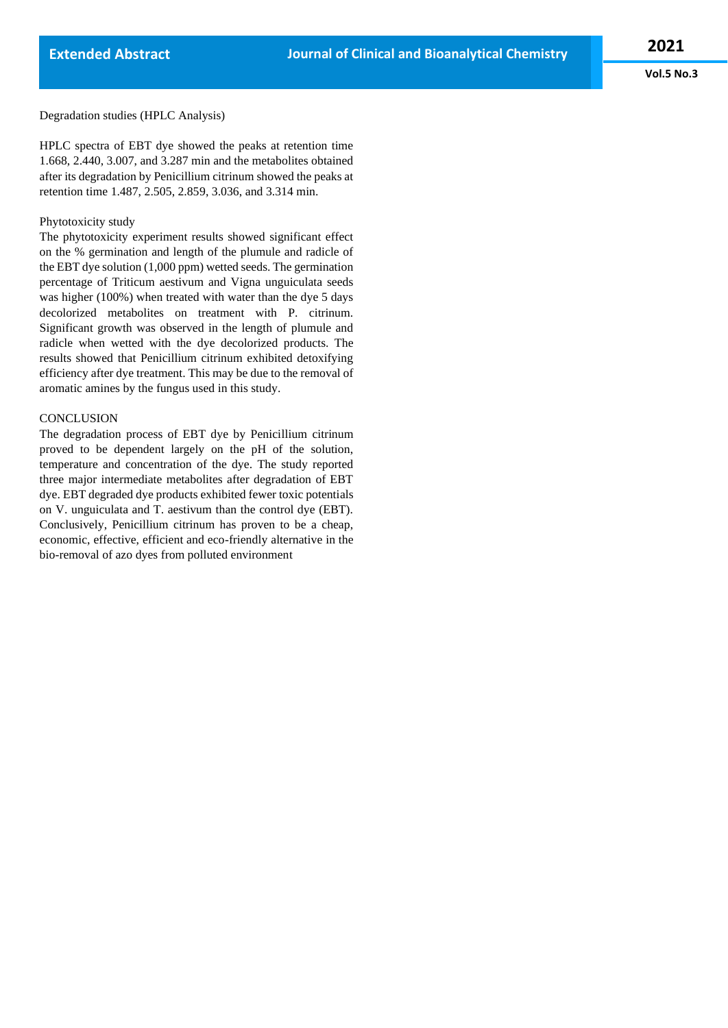Degradation studies (HPLC Analysis)

HPLC spectra of EBT dye showed the peaks at retention time 1.668, 2.440, 3.007, and 3.287 min and the metabolites obtained after its degradation by Penicillium citrinum showed the peaks at retention time 1.487, 2.505, 2.859, 3.036, and 3.314 min.

Phytotoxicity study

The phytotoxicity experiment results showed significant effect on the % germination and length of the plumule and radicle of the EBT dye solution (1,000 ppm) wetted seeds. The germination percentage of Triticum aestivum and Vigna unguiculata seeds was higher (100%) when treated with water than the dye 5 days decolorized metabolites on treatment with P. citrinum. Significant growth was observed in the length of plumule and radicle when wetted with the dye decolorized products. The results showed that Penicillium citrinum exhibited detoxifying efficiency after dye treatment. This may be due to the removal of aromatic amines by the fungus used in this study.

## CONCLUSION

The degradation process of EBT dye by Penicillium citrinum proved to be dependent largely on the pH of the solution, temperature and concentration of the dye. The study reported three major intermediate metabolites after degradation of EBT dye. EBT degraded dye products exhibited fewer toxic potentials on V. unguiculata and T. aestivum than the control dye (EBT). Conclusively, Penicillium citrinum has proven to be a cheap, economic, effective, efficient and eco-friendly alternative in the bio-removal of azo dyes from polluted environment